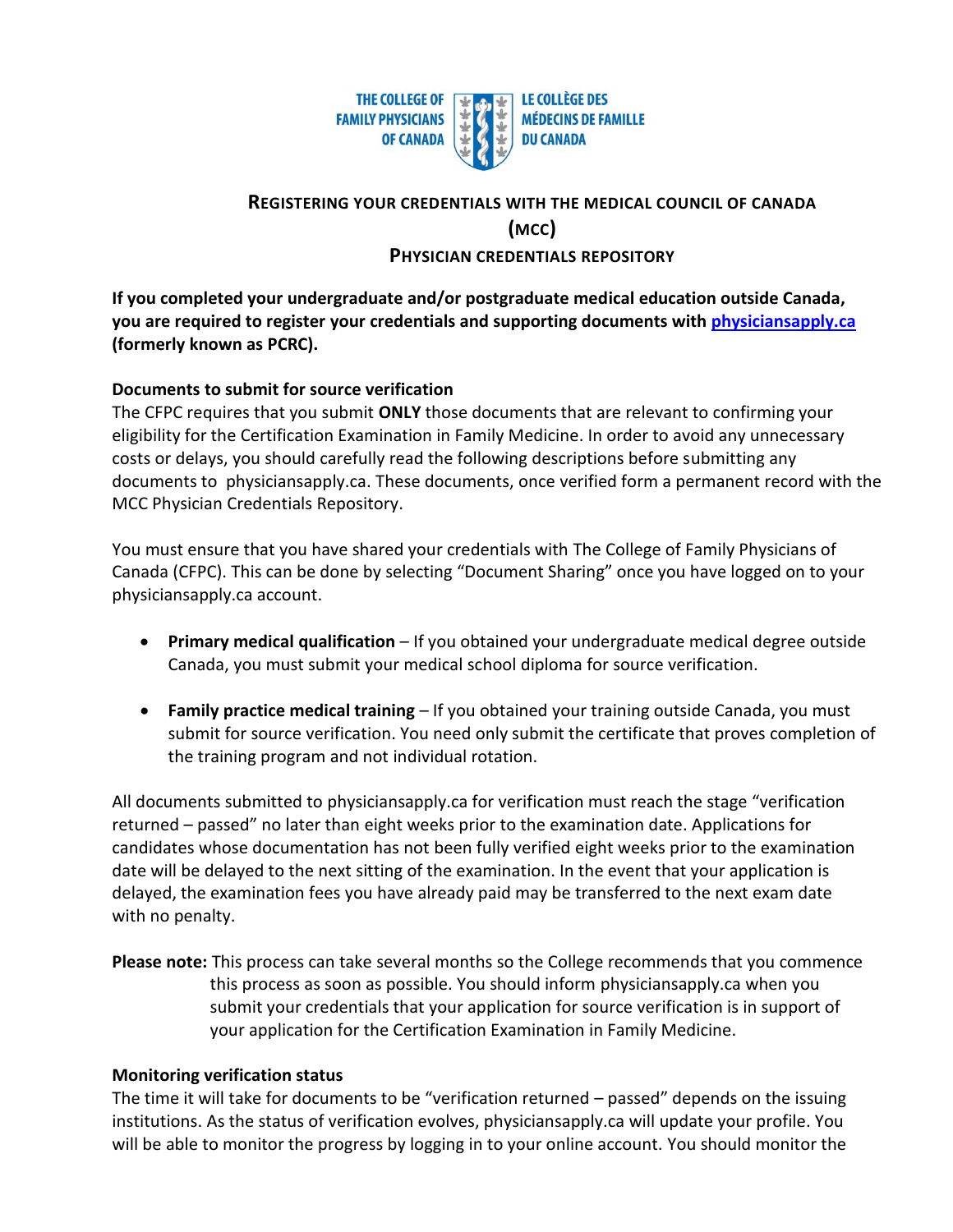THE COLLEGE OF FAMILY PHYSICIANS OF CANADA | LE COLLÈGE DES MÉDECINS DE FAMILLE DU CANADA

# REGISTERING YOUR CREDENTIALS WITH THE MEDICAL COUNCIL OF CANADA (MCC) PHYSICIAN CREDENTIALS REPOSITORY

**If you completed your undergraduate and/or postgraduate medical education outside Canada, you are required to register your credentials and supporting documents with physiciansapply.ca (formerly known as PCRC).**

### Documents to submit for source verification

The CFPC requires that you submit **ONLY** those documents that are relevant to confirming your eligibility for the Certification Examination in Family Medicine. In order to avoid any unnecessary costs or delays, you should carefully read the following descriptions before submitting any documents to physiciansapply.ca. These documents, once verified form a permanent record with the MCC Physician Credentials Repository.

You must ensure that you have shared your credentials with The College of Family Physicians of Canada (CFPC). This can be done by selecting "Document Sharing" once you have logged on to your physiciansapply.ca account.

- **Primary medical qualification** – If you obtained your undergraduate medical degree outside Canada, you must submit your medical school diploma for source verification.
- **Family practice medical training** – If you obtained your training outside Canada, you must submit for source verification. You need only submit the certificate that proves completion of the training program and not individual rotation.

All documents submitted to physiciansapply.ca for verification must reach the stage "verification returned – passed" no later than eight weeks prior to the examination date. Applications for candidates whose documentation has not been fully verified eight weeks prior to the examination date will be delayed to the next sitting of the examination. In the event that your application is delayed, the examination fees you have already paid may be transferred to the next exam date with no penalty.

**Please note:** This process can take several months so the College recommends that you commence this process as soon as possible. You should inform physiciansapply.ca when you submit your credentials that your application for source verification is in support of your application for the Certification Examination in Family Medicine.

### Monitoring verification status

The time it will take for documents to be "verification returned – passed" depends on the issuing institutions. As the status of verification evolves, physiciansapply.ca will update your profile. You will be able to monitor the progress by logging in to your online account. You should monitor the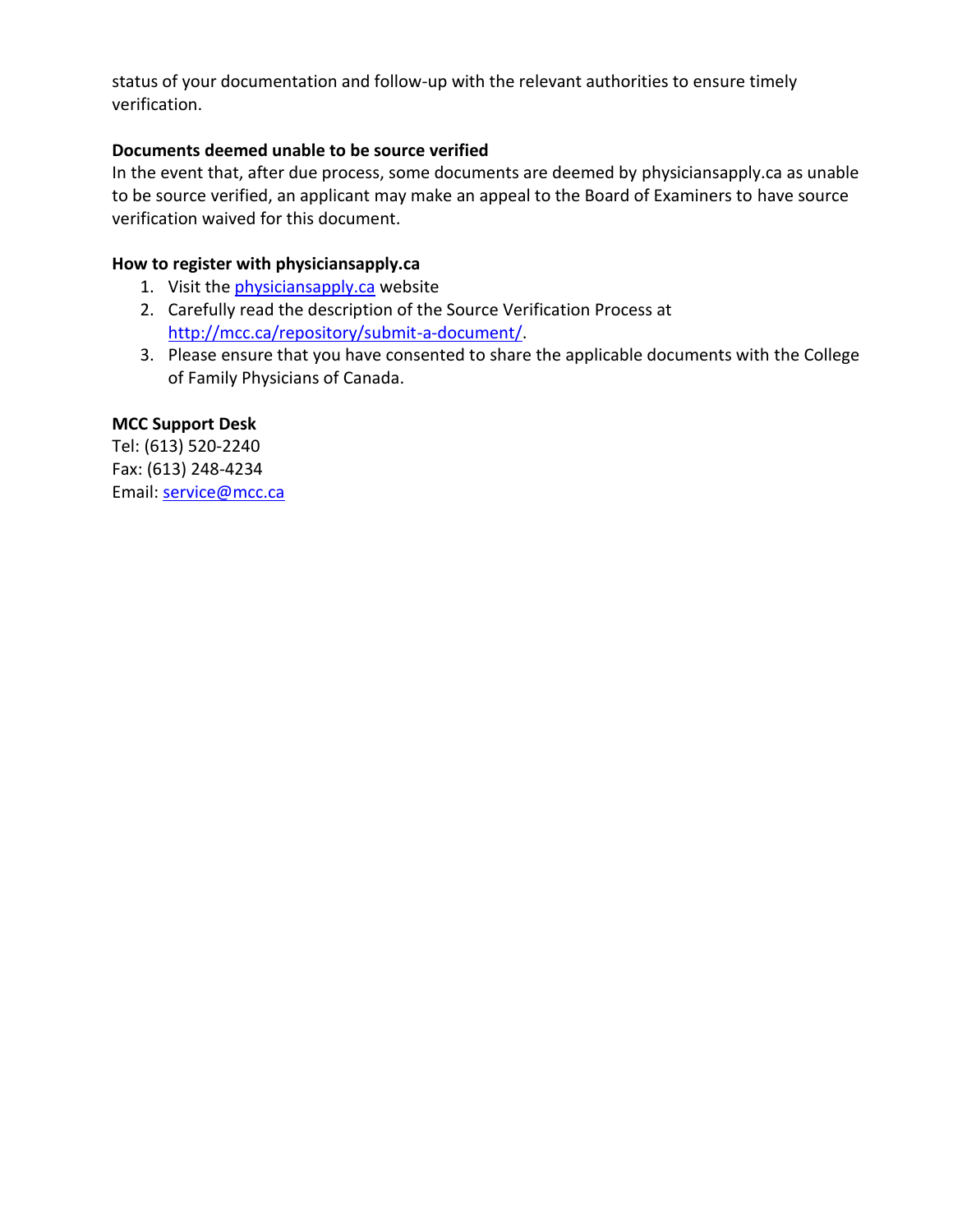status of your documentation and follow-up with the relevant authorities to ensure timely verification.

**Documents deemed unable to be source verified**

In the event that, after due process, some documents are deemed by physiciansapply.ca as unable to be source verified, an applicant may make an appeal to the Board of Examiners to have source verification waived for this document.

**How to register with physiciansapply.ca**

1. Visit the [physiciansapply.ca](physiciansapply.ca) website
2. Carefully read the description of the Source Verification Process at [http://mcc.ca/repository/submit-a-document/](http://mcc.ca/repository/submit-a-document/).
3. Please ensure that you have consented to share the applicable documents with the College of Family Physicians of Canada.

**MCC Support Desk**

Tel: (613) 520-2240
Fax: (613) 248-4234
Email: [service@mcc.ca](mailto:service@mcc.ca)